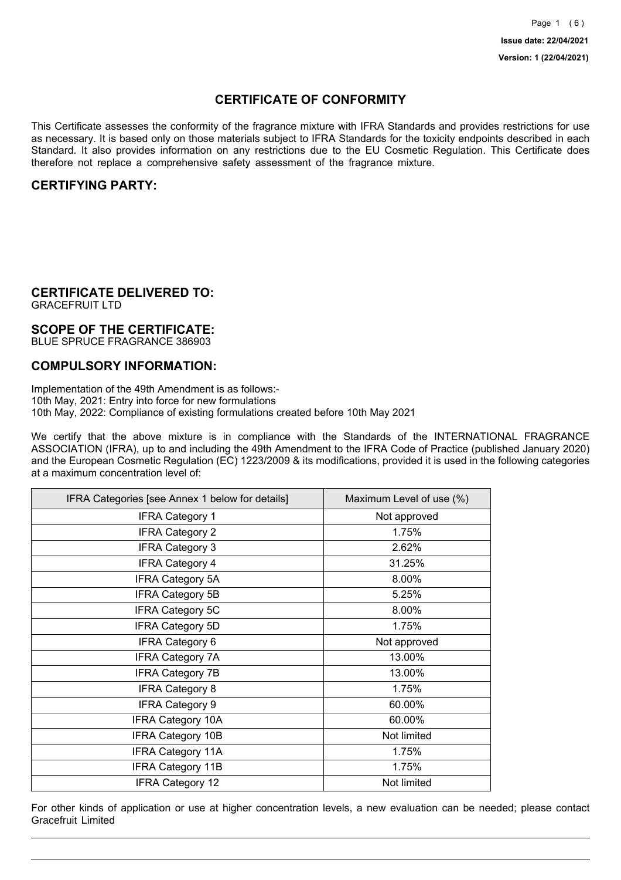# CERTIFICATE OF CONFORMITY

This Certificate assesses the conformity of the fragrance mixture with IFRA Standards and provides restrictions for use as necessary. It is based only on those materials subject to IFRA Standards for the toxicity endpoints described in each Standard. It also provides information on any restrictions due to the EU Cosmetic Regulation. This Certificate does therefore not replace a comprehensive safety assessment of the fragrance mixture.

## CERTIFYING PARTY:

## CERTIFICATE DELIVERED TO:

GRACEFRUIT LTD

## SCOPE OF THE CERTIFICATE:

BLUE SPRUCE FRAGRANCE 386903

## COMPULSORY INFORMATION:

Implementation of the 49th Amendment is as follows:-
10th May, 2021: Entry into force for new formulations
10th May, 2022: Compliance of existing formulations created before 10th May 2021

We certify that the above mixture is in compliance with the Standards of the INTERNATIONAL FRAGRANCE ASSOCIATION (IFRA), up to and including the 49th Amendment to the IFRA Code of Practice (published January 2020) and the European Cosmetic Regulation (EC) 1223/2009 & its modifications, provided it is used in the following categories at a maximum concentration level of:

| IFRA Categories [see Annex 1 below for details] | Maximum Level of use (%) |
|---|---|
| IFRA Category 1 | Not approved |
| IFRA Category 2 | 1.75% |
| IFRA Category 3 | 2.62% |
| IFRA Category 4 | 31.25% |
| IFRA Category 5A | 8.00% |
| IFRA Category 5B | 5.25% |
| IFRA Category 5C | 8.00% |
| IFRA Category 5D | 1.75% |
| IFRA Category 6 | Not approved |
| IFRA Category 7A | 13.00% |
| IFRA Category 7B | 13.00% |
| IFRA Category 8 | 1.75% |
| IFRA Category 9 | 60.00% |
| IFRA Category 10A | 60.00% |
| IFRA Category 10B | Not limited |
| IFRA Category 11A | 1.75% |
| IFRA Category 11B | 1.75% |
| IFRA Category 12 | Not limited |

For other kinds of application or use at higher concentration levels, a new evaluation can be needed; please contact Gracefruit Limited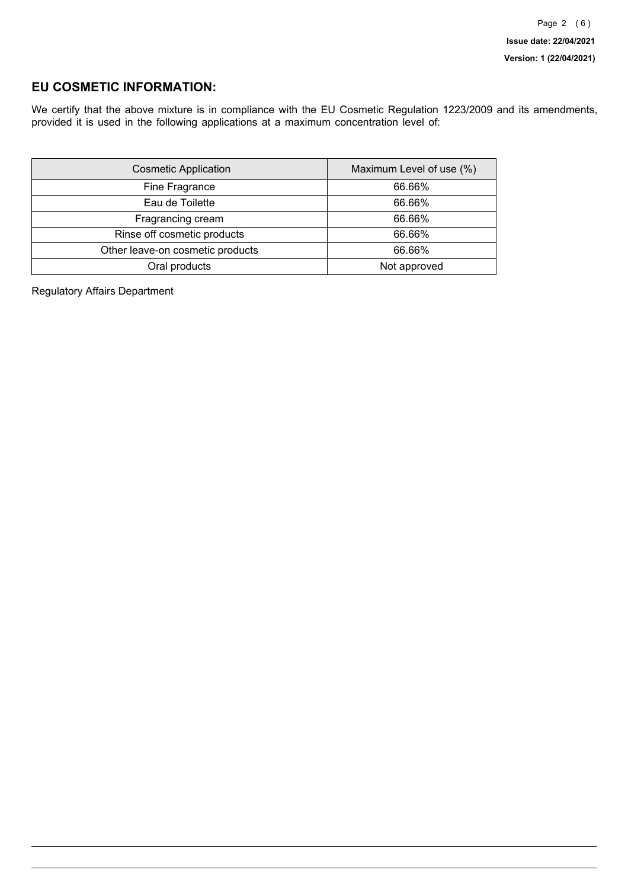## EU COSMETIC INFORMATION:

We certify that the above mixture is in compliance with the EU Cosmetic Regulation 1223/2009 and its amendments, provided it is used in the following applications at a maximum concentration level of:

| Cosmetic Application | Maximum Level of use (%) |
|---|---|
| Fine Fragrance | 66.66% |
| Eau de Toilette | 66.66% |
| Fragrancing cream | 66.66% |
| Rinse off cosmetic products | 66.66% |
| Other leave-on cosmetic products | 66.66% |
| Oral products | Not approved |

Regulatory Affairs Department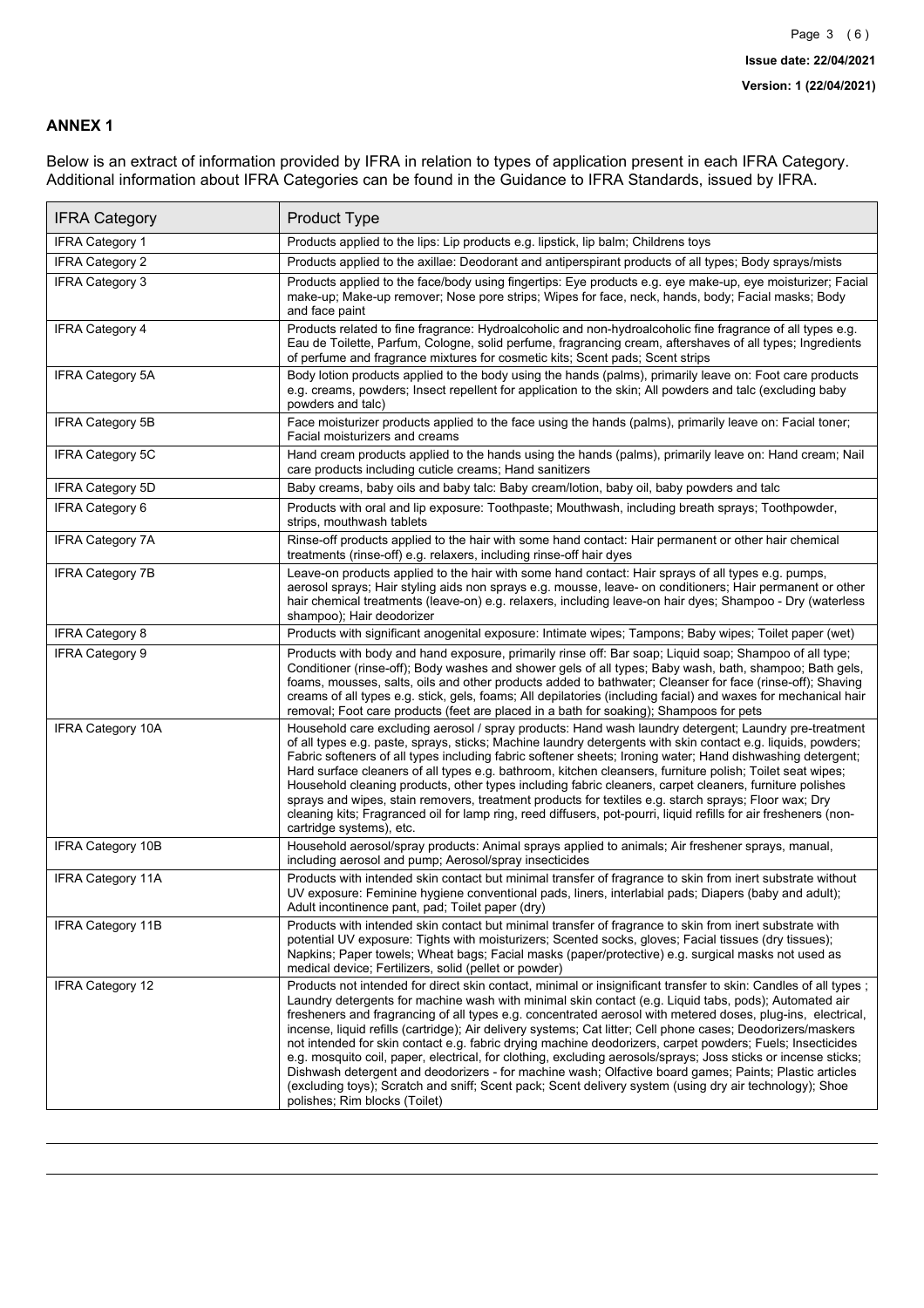## ANNEX 1

Below is an extract of information provided by IFRA in relation to types of application present in each IFRA Category. Additional information about IFRA Categories can be found in the Guidance to IFRA Standards, issued by IFRA.

| IFRA Category | Product Type |
|---|---|
| IFRA Category 1 | Products applied to the lips: Lip products e.g. lipstick, lip balm; Childrens toys |
| IFRA Category 2 | Products applied to the axillae: Deodorant and antiperspirant products of all types; Body sprays/mists |
| IFRA Category 3 | Products applied to the face/body using fingertips: Eye products e.g. eye make-up, eye moisturizer; Facial make-up; Make-up remover; Nose pore strips; Wipes for face, neck, hands, body; Facial masks; Body and face paint |
| IFRA Category 4 | Products related to fine fragrance: Hydroalcoholic and non-hydroalcoholic fine fragrance of all types e.g. Eau de Toilette, Parfum, Cologne, solid perfume, fragrancing cream, aftershaves of all types; Ingredients of perfume and fragrance mixtures for cosmetic kits; Scent pads; Scent strips |
| IFRA Category 5A | Body lotion products applied to the body using the hands (palms), primarily leave on: Foot care products e.g. creams, powders; Insect repellent for application to the skin; All powders and talc (excluding baby powders and talc) |
| IFRA Category 5B | Face moisturizer products applied to the face using the hands (palms), primarily leave on: Facial toner; Facial moisturizers and creams |
| IFRA Category 5C | Hand cream products applied to the hands using the hands (palms), primarily leave on: Hand cream; Nail care products including cuticle creams; Hand sanitizers |
| IFRA Category 5D | Baby creams, baby oils and baby talc: Baby cream/lotion, baby oil, baby powders and talc |
| IFRA Category 6 | Products with oral and lip exposure: Toothpaste; Mouthwash, including breath sprays; Toothpowder, strips, mouthwash tablets |
| IFRA Category 7A | Rinse-off products applied to the hair with some hand contact: Hair permanent or other hair chemical treatments (rinse-off) e.g. relaxers, including rinse-off hair dyes |
| IFRA Category 7B | Leave-on products applied to the hair with some hand contact: Hair sprays of all types e.g. pumps, aerosol sprays; Hair styling aids non sprays e.g. mousse, leave- on conditioners; Hair permanent or other hair chemical treatments (leave-on) e.g. relaxers, including leave-on hair dyes; Shampoo - Dry (waterless shampoo); Hair deodorizer |
| IFRA Category 8 | Products with significant anogenital exposure: Intimate wipes; Tampons; Baby wipes; Toilet paper (wet) |
| IFRA Category 9 | Products with body and hand exposure, primarily rinse off: Bar soap; Liquid soap; Shampoo of all type; Conditioner (rinse-off); Body washes and shower gels of all types; Baby wash, bath, shampoo; Bath gels, foams, mousses, salts, oils and other products added to bathwater; Cleanser for face (rinse-off); Shaving creams of all types e.g. stick, gels, foams; All depilatories (including facial) and waxes for mechanical hair removal; Foot care products (feet are placed in a bath for soaking); Shampoos for pets |
| IFRA Category 10A | Household care excluding aerosol / spray products: Hand wash laundry detergent; Laundry pre-treatment of all types e.g. paste, sprays, sticks; Machine laundry detergents with skin contact e.g. liquids, powders; Fabric softeners of all types including fabric softener sheets; Ironing water; Hand dishwashing detergent; Hard surface cleaners of all types e.g. bathroom, kitchen cleansers, furniture polish; Toilet seat wipes; Household cleaning products, other types including fabric cleaners, carpet cleaners, furniture polishes sprays and wipes, stain removers, treatment products for textiles e.g. starch sprays; Floor wax; Dry cleaning kits; Fragranced oil for lamp ring, reed diffusers, pot-pourri, liquid refills for air fresheners (non-cartridge systems), etc. |
| IFRA Category 10B | Household aerosol/spray products: Animal sprays applied to animals; Air freshener sprays, manual, including aerosol and pump; Aerosol/spray insecticides |
| IFRA Category 11A | Products with intended skin contact but minimal transfer of fragrance to skin from inert substrate without UV exposure: Feminine hygiene conventional pads, liners, interlabial pads; Diapers (baby and adult); Adult incontinence pant, pad; Toilet paper (dry) |
| IFRA Category 11B | Products with intended skin contact but minimal transfer of fragrance to skin from inert substrate with potential UV exposure: Tights with moisturizers; Scented socks, gloves; Facial tissues (dry tissues); Napkins; Paper towels; Wheat bags; Facial masks (paper/protective) e.g. surgical masks not used as medical device; Fertilizers, solid (pellet or powder) |
| IFRA Category 12 | Products not intended for direct skin contact, minimal or insignificant transfer to skin: Candles of all types ; Laundry detergents for machine wash with minimal skin contact (e.g. Liquid tabs, pods); Automated air fresheners and fragrancing of all types e.g. concentrated aerosol with metered doses, plug-ins, electrical, incense, liquid refills (cartridge); Air delivery systems; Cat litter; Cell phone cases; Deodorizers/maskers not intended for skin contact e.g. fabric drying machine deodorizers, carpet powders; Fuels; Insecticides e.g. mosquito coil, paper, electrical, for clothing, excluding aerosols/sprays; Joss sticks or incense sticks; Dishwash detergent and deodorizers - for machine wash; Olfactive board games; Paints; Plastic articles (excluding toys); Scratch and sniff; Scent pack; Scent delivery system (using dry air technology); Shoe polishes; Rim blocks (Toilet) |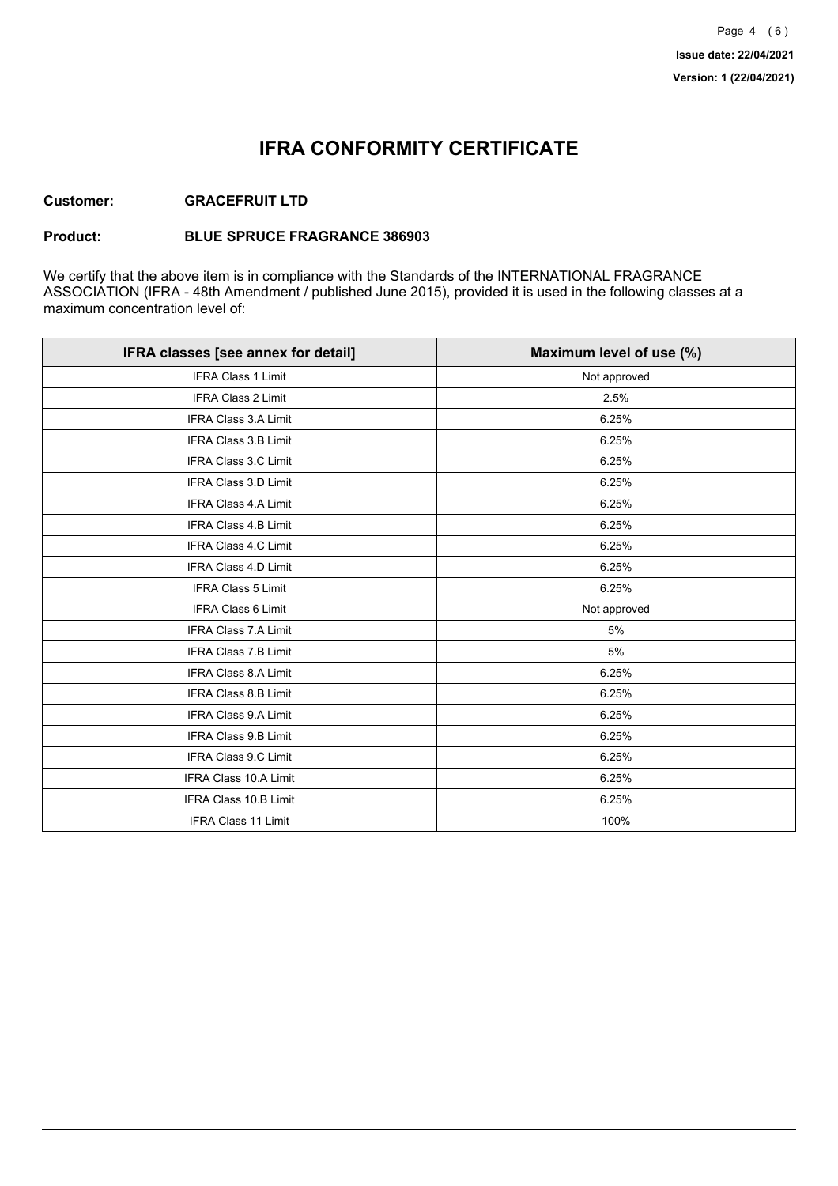# IFRA CONFORMITY CERTIFICATE

**Customer:** **GRACEFRUIT LTD**

**Product:** **BLUE SPRUCE FRAGRANCE 386903**

We certify that the above item is in compliance with the Standards of the INTERNATIONAL FRAGRANCE ASSOCIATION (IFRA - 48th Amendment / published June 2015), provided it is used in the following classes at a maximum concentration level of:

| IFRA classes [see annex for detail] | Maximum level of use (%) |
| --- | --- |
| IFRA Class 1 Limit | Not approved |
| IFRA Class 2 Limit | 2.5% |
| IFRA Class 3.A Limit | 6.25% |
| IFRA Class 3.B Limit | 6.25% |
| IFRA Class 3.C Limit | 6.25% |
| IFRA Class 3.D Limit | 6.25% |
| IFRA Class 4.A Limit | 6.25% |
| IFRA Class 4.B Limit | 6.25% |
| IFRA Class 4.C Limit | 6.25% |
| IFRA Class 4.D Limit | 6.25% |
| IFRA Class 5 Limit | 6.25% |
| IFRA Class 6 Limit | Not approved |
| IFRA Class 7.A Limit | 5% |
| IFRA Class 7.B Limit | 5% |
| IFRA Class 8.A Limit | 6.25% |
| IFRA Class 8.B Limit | 6.25% |
| IFRA Class 9.A Limit | 6.25% |
| IFRA Class 9.B Limit | 6.25% |
| IFRA Class 9.C Limit | 6.25% |
| IFRA Class 10.A Limit | 6.25% |
| IFRA Class 10.B Limit | 6.25% |
| IFRA Class 11 Limit | 100% |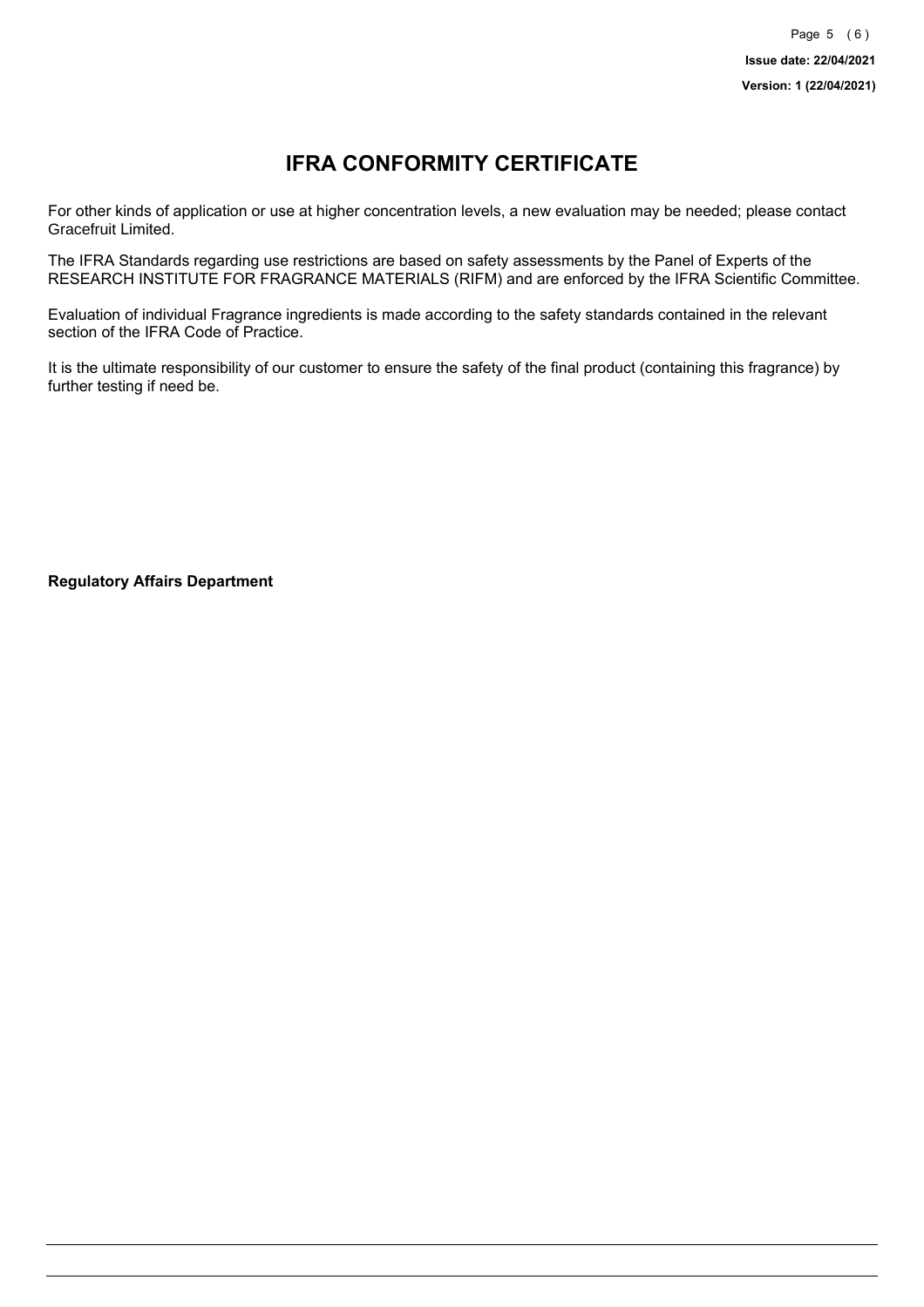# IFRA CONFORMITY CERTIFICATE

For other kinds of application or use at higher concentration levels, a new evaluation may be needed; please contact Gracefruit Limited.

The IFRA Standards regarding use restrictions are based on safety assessments by the Panel of Experts of the RESEARCH INSTITUTE FOR FRAGRANCE MATERIALS (RIFM) and are enforced by the IFRA Scientific Committee.

Evaluation of individual Fragrance ingredients is made according to the safety standards contained in the relevant section of the IFRA Code of Practice.

It is the ultimate responsibility of our customer to ensure the safety of the final product (containing this fragrance) by further testing if need be.

**Regulatory Affairs Department**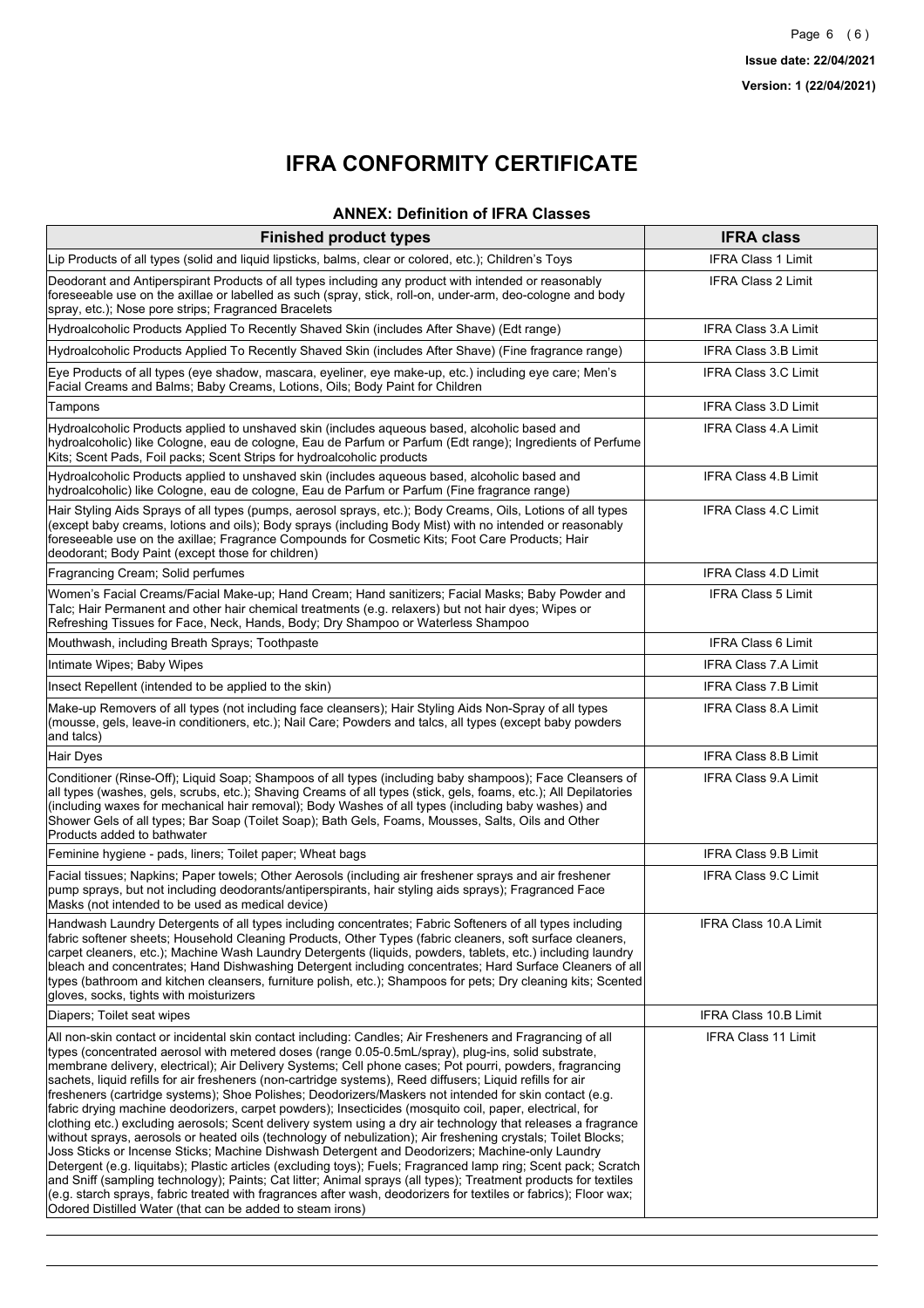**Issue date: 22/04/2021**

**Version: 1 (22/04/2021)**

# IFRA CONFORMITY CERTIFICATE

### ANNEX: Definition of IFRA Classes

| Finished product types | IFRA class |
|---|---|
| Lip Products of all types (solid and liquid lipsticks, balms, clear or colored, etc.); Children's Toys | IFRA Class 1 Limit |
| Deodorant and Antiperspirant Products of all types including any product with intended or reasonably foreseeable use on the axillae or labelled as such (spray, stick, roll-on, under-arm, deo-cologne and body spray, etc.); Nose pore strips; Fragranced Bracelets | IFRA Class 2 Limit |
| Hydroalcoholic Products Applied To Recently Shaved Skin (includes After Shave) (Edt range) | IFRA Class 3.A Limit |
| Hydroalcoholic Products Applied To Recently Shaved Skin (includes After Shave) (Fine fragrance range) | IFRA Class 3.B Limit |
| Eye Products of all types (eye shadow, mascara, eyeliner, eye make-up, etc.) including eye care; Men's Facial Creams and Balms; Baby Creams, Lotions, Oils; Body Paint for Children | IFRA Class 3.C Limit |
| Tampons | IFRA Class 3.D Limit |
| Hydroalcoholic Products applied to unshaved skin (includes aqueous based, alcoholic based and hydroalcoholic) like Cologne, eau de cologne, Eau de Parfum or Parfum (Edt range); Ingredients of Perfume Kits; Scent Pads, Foil packs; Scent Strips for hydroalcoholic products | IFRA Class 4.A Limit |
| Hydroalcoholic Products applied to unshaved skin (includes aqueous based, alcoholic based and hydroalcoholic) like Cologne, eau de cologne, Eau de Parfum or Parfum (Fine fragrance range) | IFRA Class 4.B Limit |
| Hair Styling Aids Sprays of all types (pumps, aerosol sprays, etc.); Body Creams, Oils, Lotions of all types (except baby creams, lotions and oils); Body sprays (including Body Mist) with no intended or reasonably foreseeable use on the axillae; Fragrance Compounds for Cosmetic Kits; Foot Care Products; Hair deodorant; Body Paint (except those for children) | IFRA Class 4.C Limit |
| Fragrancing Cream; Solid perfumes | IFRA Class 4.D Limit |
| Women's Facial Creams/Facial Make-up; Hand Cream; Hand sanitizers; Facial Masks; Baby Powder and Talc; Hair Permanent and other hair chemical treatments (e.g. relaxers) but not hair dyes; Wipes or Refreshing Tissues for Face, Neck, Hands, Body; Dry Shampoo or Waterless Shampoo | IFRA Class 5 Limit |
| Mouthwash, including Breath Sprays; Toothpaste | IFRA Class 6 Limit |
| Intimate Wipes; Baby Wipes | IFRA Class 7.A Limit |
| Insect Repellent (intended to be applied to the skin) | IFRA Class 7.B Limit |
| Make-up Removers of all types (not including face cleansers); Hair Styling Aids Non-Spray of all types (mousse, gels, leave-in conditioners, etc.); Nail Care; Powders and talcs, all types (except baby powders and talcs) | IFRA Class 8.A Limit |
| Hair Dyes | IFRA Class 8.B Limit |
| Conditioner (Rinse-Off); Liquid Soap; Shampoos of all types (including baby shampoos); Face Cleansers of all types (washes, gels, scrubs, etc.); Shaving Creams of all types (stick, gels, foams, etc.); All Depilatories (including waxes for mechanical hair removal); Body Washes of all types (including baby washes) and Shower Gels of all types; Bar Soap (Toilet Soap); Bath Gels, Foams, Mousses, Salts, Oils and Other Products added to bathwater | IFRA Class 9.A Limit |
| Feminine hygiene - pads, liners; Toilet paper; Wheat bags | IFRA Class 9.B Limit |
| Facial tissues; Napkins; Paper towels; Other Aerosols (including air freshener sprays and air freshener pump sprays, but not including deodorants/antiperspirants, hair styling aids sprays); Fragranced Face Masks (not intended to be used as medical device) | IFRA Class 9.C Limit |
| Handwash Laundry Detergents of all types including concentrates; Fabric Softeners of all types including fabric softener sheets; Household Cleaning Products, Other Types (fabric cleaners, soft surface cleaners, carpet cleaners, etc.); Machine Wash Laundry Detergents (liquids, powders, tablets, etc.) including laundry bleach and concentrates; Hand Dishwashing Detergent including concentrates; Hard Surface Cleaners of all types (bathroom and kitchen cleansers, furniture polish, etc.); Shampoos for pets; Dry cleaning kits; Scented gloves, socks, tights with moisturizers | IFRA Class 10.A Limit |
| Diapers; Toilet seat wipes | IFRA Class 10.B Limit |
| All non-skin contact or incidental skin contact including: Candles; Air Fresheners and Fragrancing of all types (concentrated aerosol with metered doses (range 0.05-0.5mL/spray), plug-ins, solid substrate, membrane delivery, electrical); Air Delivery Systems; Cell phone cases; Pot pourri, powders, fragrancing sachets, liquid refills for air fresheners (non-cartridge systems), Reed diffusers; Liquid refills for air fresheners (cartridge systems); Shoe Polishes; Deodorizers/Maskers not intended for skin contact (e.g. fabric drying machine deodorizers, carpet powders); Insecticides (mosquito coil, paper, electrical, for clothing etc.) excluding aerosols; Scent delivery system using a dry air technology that releases a fragrance without sprays, aerosols or heated oils (technology of nebulization); Air freshening crystals; Toilet Blocks; Joss Sticks or Incense Sticks; Machine Dishwash Detergent and Deodorizers; Machine-only Laundry Detergent (e.g. liquitabs); Plastic articles (excluding toys); Fuels; Fragranced lamp ring; Scent pack; Scratch and Sniff (sampling technology); Paints; Cat litter; Animal sprays (all types); Treatment products for textiles (e.g. starch sprays, fabric treated with fragrances after wash, deodorizers for textiles or fabrics); Floor wax; Odored Distilled Water (that can be added to steam irons) | IFRA Class 11 Limit |